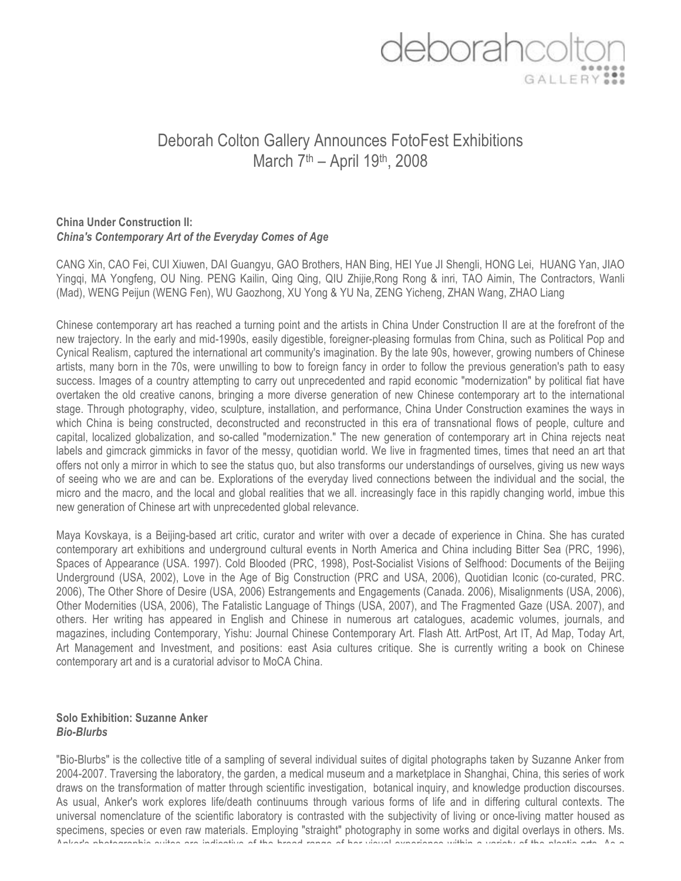deborahcolton GALLERY

# Deborah Colton Gallery Announces FotoFest Exhibitions
## March 7th – April 19th, 2008

**China Under Construction II:**
***China's Contemporary Art of the Everyday Comes of Age***

CANG Xin, CAO Fei, CUI Xiuwen, DAI Guangyu, GAO Brothers, HAN Bing, HEI Yue JI Shengli, HONG Lei, HUANG Yan, JIAO Yingqi, MA Yongfeng, OU Ning. PENG Kailin, Qing Qing, QIU Zhijie,Rong Rong & inri, TAO Aimin, The Contractors, Wanli (Mad), WENG Peijun (WENG Fen), WU Gaozhong, XU Yong & YU Na, ZENG Yicheng, ZHAN Wang, ZHAO Liang

Chinese contemporary art has reached a turning point and the artists in China Under Construction II are at the forefront of the new trajectory. In the early and mid-1990s, easily digestible, foreigner-pleasing formulas from China, such as Political Pop and Cynical Realism, captured the international art community's imagination. By the late 90s, however, growing numbers of Chinese artists, many born in the 70s, were unwilling to bow to foreign fancy in order to follow the previous generation's path to easy success. Images of a country attempting to carry out unprecedented and rapid economic "modernization" by political fiat have overtaken the old creative canons, bringing a more diverse generation of new Chinese contemporary art to the international stage. Through photography, video, sculpture, installation, and performance, China Under Construction examines the ways in which China is being constructed, deconstructed and reconstructed in this era of transnational flows of people, culture and capital, localized globalization, and so-called "modernization." The new generation of contemporary art in China rejects neat labels and gimcrack gimmicks in favor of the messy, quotidian world. We live in fragmented times, times that need an art that offers not only a mirror in which to see the status quo, but also transforms our understandings of ourselves, giving us new ways of seeing who we are and can be. Explorations of the everyday lived connections between the individual and the social, the micro and the macro, and the local and global realities that we all. increasingly face in this rapidly changing world, imbue this new generation of Chinese art with unprecedented global relevance.

Maya Kovskaya, is a Beijing-based art critic, curator and writer with over a decade of experience in China. She has curated contemporary art exhibitions and underground cultural events in North America and China including Bitter Sea (PRC, 1996), Spaces of Appearance (USA. 1997). Cold Blooded (PRC, 1998), Post-Socialist Visions of Selfhood: Documents of the Beijing Underground (USA, 2002), Love in the Age of Big Construction (PRC and USA, 2006), Quotidian Iconic (co-curated, PRC. 2006), The Other Shore of Desire (USA, 2006) Estrangements and Engagements (Canada. 2006), Misalignments (USA, 2006), Other Modernities (USA, 2006), The Fatalistic Language of Things (USA, 2007), and The Fragmented Gaze (USA. 2007), and others. Her writing has appeared in English and Chinese in numerous art catalogues, academic volumes, journals, and magazines, including Contemporary, Yishu: Journal Chinese Contemporary Art. Flash Att. ArtPost, Art IT, Ad Map, Today Art, Art Management and Investment, and positions: east Asia cultures critique. She is currently writing a book on Chinese contemporary art and is a curatorial advisor to MoCA China.

**Solo Exhibition: Suzanne Anker**
***Bio-Blurbs***

"Bio-Blurbs" is the collective title of a sampling of several individual suites of digital photographs taken by Suzanne Anker from 2004-2007. Traversing the laboratory, the garden, a medical museum and a marketplace in Shanghai, China, this series of work draws on the transformation of matter through scientific investigation, botanical inquiry, and knowledge production discourses. As usual, Anker's work explores life/death continuums through various forms of life and in differing cultural contexts. The universal nomenclature of the scientific laboratory is contrasted with the subjectivity of living or once-living matter housed as specimens, species or even raw materials. Employing "straight" photography in some works and digital overlays in others. Ms. Anker's photographic suites are indicative of the broad range of her visual experience within a variety of the plastic arts. As a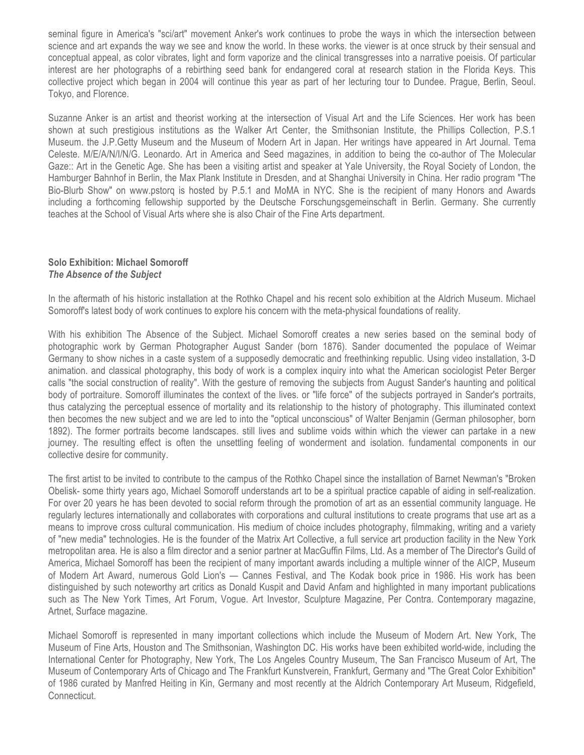seminal figure in America's "sci/art" movement Anker's work continues to probe the ways in which the intersection between science and art expands the way we see and know the world. In these works. the viewer is at once struck by their sensual and conceptual appeal, as color vibrates, light and form vaporize and the clinical transgresses into a narrative poeisis. Of particular interest are her photographs of a rebirthing seed bank for endangered coral at research station in the Florida Keys. This collective project which began in 2004 will continue this year as part of her lecturing tour to Dundee. Prague, Berlin, Seoul. Tokyo, and Florence.

Suzanne Anker is an artist and theorist working at the intersection of Visual Art and the Life Sciences. Her work has been shown at such prestigious institutions as the Walker Art Center, the Smithsonian Institute, the Phillips Collection, P.S.1 Museum. the J.P.Getty Museum and the Museum of Modern Art in Japan. Her writings have appeared in Art Journal. Tema Celeste. M/E/A/N/I/N/G. Leonardo. Art in America and Seed magazines, in addition to being the co-author of The Molecular Gaze:: Art in the Genetic Age. She has been a visiting artist and speaker at Yale University, the Royal Society of London, the Hamburger Bahnhof in Berlin, the Max Plank Institute in Dresden, and at Shanghai University in China. Her radio program "The Bio-Blurb Show" on www.pstorq is hosted by P.5.1 and MoMA in NYC. She is the recipient of many Honors and Awards including a forthcoming fellowship supported by the Deutsche Forschungsgemeinschaft in Berlin. Germany. She currently teaches at the School of Visual Arts where she is also Chair of the Fine Arts department.

**Solo Exhibition: Michael Somoroff**
***The Absence of the Subject***

In the aftermath of his historic installation at the Rothko Chapel and his recent solo exhibition at the Aldrich Museum. Michael Somoroff's latest body of work continues to explore his concern with the meta-physical foundations of reality.

With his exhibition The Absence of the Subject. Michael Somoroff creates a new series based on the seminal body of photographic work by German Photographer August Sander (born 1876). Sander documented the populace of Weimar Germany to show niches in a caste system of a supposedly democratic and freethinking republic. Using video installation, 3-D animation. and classical photography, this body of work is a complex inquiry into what the American sociologist Peter Berger calls "the social construction of reality". With the gesture of removing the subjects from August Sander's haunting and political body of portraiture. Somoroff illuminates the context of the lives. or "life force" of the subjects portrayed in Sander's portraits, thus catalyzing the perceptual essence of mortality and its relationship to the history of photography. This illuminated context then becomes the new subject and we are led to into the "optical unconscious" of Walter Benjamin (German philosopher, born 1892). The former portraits become landscapes. still lives and sublime voids within which the viewer can partake in a new journey. The resulting effect is often the unsettling feeling of wonderment and isolation. fundamental components in our collective desire for community.

The first artist to be invited to contribute to the campus of the Rothko Chapel since the installation of Barnet Newman's "Broken Obelisk- some thirty years ago, Michael Somoroff understands art to be a spiritual practice capable of aiding in self-realization. For over 20 years he has been devoted to social reform through the promotion of art as an essential community language. He regularly lectures internationally and collaborates with corporations and cultural institutions to create programs that use art as a means to improve cross cultural communication. His medium of choice includes photography, filmmaking, writing and a variety of "new media" technologies. He is the founder of the Matrix Art Collective, a full service art production facility in the New York metropolitan area. He is also a film director and a senior partner at MacGuffin Films, Ltd. As a member of The Director's Guild of America, Michael Somoroff has been the recipient of many important awards including a multiple winner of the AICP, Museum of Modern Art Award, numerous Gold Lion's — Cannes Festival, and The Kodak book price in 1986. His work has been distinguished by such noteworthy art critics as Donald Kuspit and David Anfam and highlighted in many important publications such as The New York Times, Art Forum, Vogue. Art Investor, Sculpture Magazine, Per Contra. Contemporary magazine, Artnet, Surface magazine.

Michael Somoroff is represented in many important collections which include the Museum of Modern Art. New York, The Museum of Fine Arts, Houston and The Smithsonian, Washington DC. His works have been exhibited world-wide, including the International Center for Photography, New York, The Los Angeles Country Museum, The San Francisco Museum of Art, The Museum of Contemporary Arts of Chicago and The Frankfurt Kunstverein, Frankfurt, Germany and "The Great Color Exhibition" of 1986 curated by Manfred Heiting in Kin, Germany and most recently at the Aldrich Contemporary Art Museum, Ridgefield, Connecticut.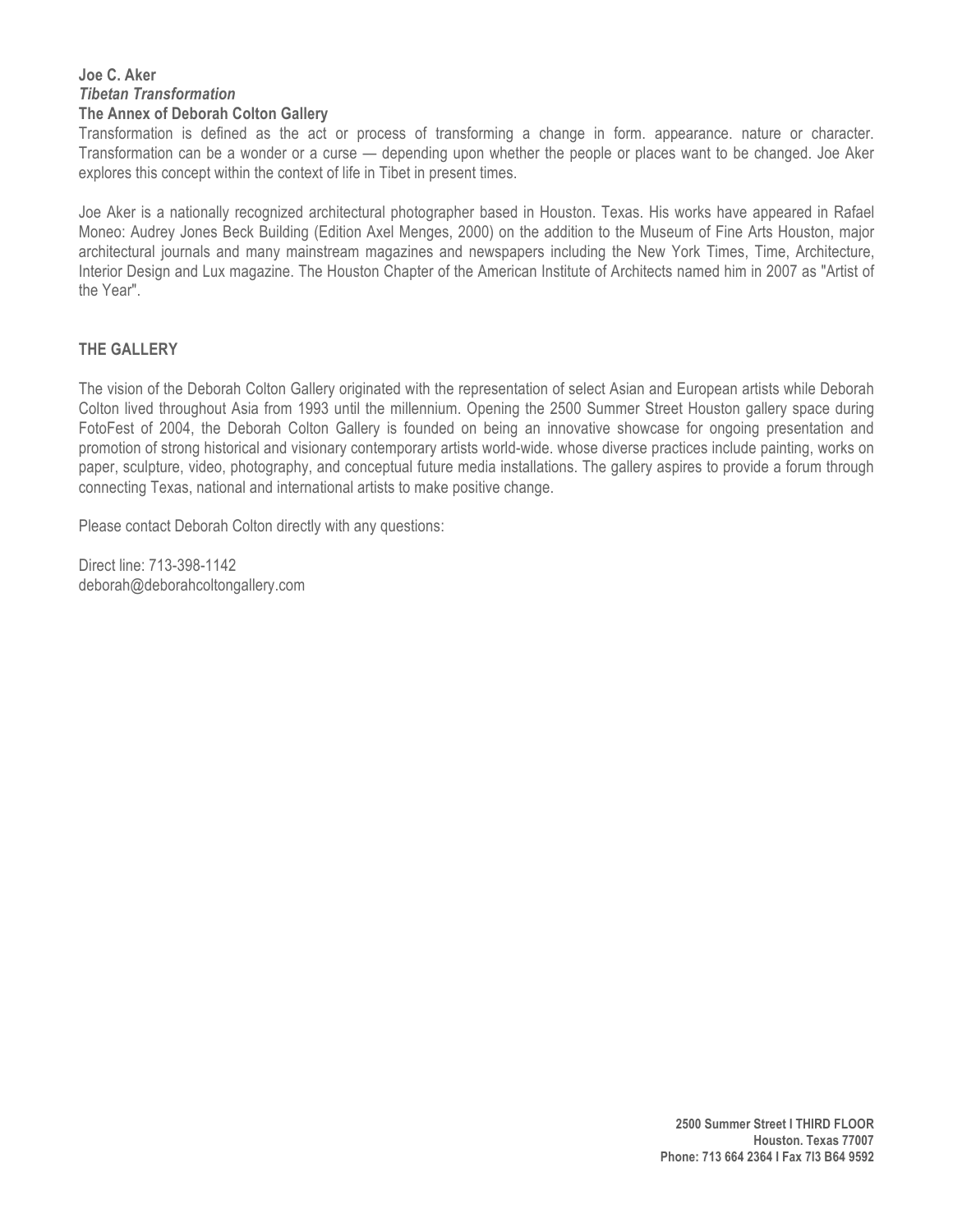**Joe C. Aker**
***Tibetan Transformation***
**The Annex of Deborah Colton Gallery**

Transformation is defined as the act or process of transforming a change in form. appearance. nature or character. Transformation can be a wonder or a curse — depending upon whether the people or places want to be changed. Joe Aker explores this concept within the context of life in Tibet in present times.

Joe Aker is a nationally recognized architectural photographer based in Houston. Texas. His works have appeared in Rafael Moneo: Audrey Jones Beck Building (Edition Axel Menges, 2000) on the addition to the Museum of Fine Arts Houston, major architectural journals and many mainstream magazines and newspapers including the New York Times, Time, Architecture, Interior Design and Lux magazine. The Houston Chapter of the American Institute of Architects named him in 2007 as "Artist of the Year".

## THE GALLERY

The vision of the Deborah Colton Gallery originated with the representation of select Asian and European artists while Deborah Colton lived throughout Asia from 1993 until the millennium. Opening the 2500 Summer Street Houston gallery space during FotoFest of 2004, the Deborah Colton Gallery is founded on being an innovative showcase for ongoing presentation and promotion of strong historical and visionary contemporary artists world-wide. whose diverse practices include painting, works on paper, sculpture, video, photography, and conceptual future media installations. The gallery aspires to provide a forum through connecting Texas, national and international artists to make positive change.

Please contact Deborah Colton directly with any questions:

Direct line: 713-398-1142
deborah@deborahcoltongallery.com